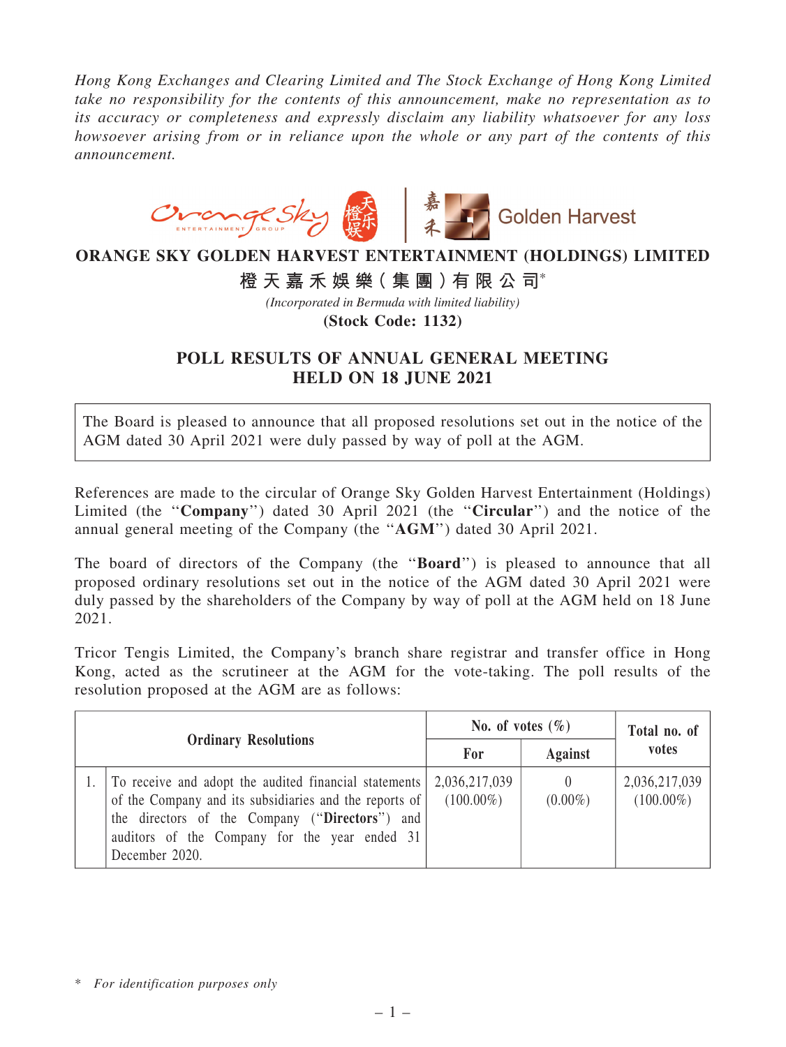*Hong Kong Exchanges and Clearing Limited and The Stock Exchange of Hong Kong Limited take no responsibility for the contents of this announcement, make no representation as to its accuracy or completeness and expressly disclaim any liability whatsoever for any loss howsoever arising from or in reliance upon the whole or any part of the contents of this announcement.*

# ORANGE SKY GOLDEN HARVEST ENTERTAINMENT (HOLDINGS) LIMITED

# 橙天嘉禾娛樂(集團)有限公司*

*(Incorporated in Bermuda with limited liability)*

**(Stock Code: 1132)**

## POLL RESULTS OF ANNUAL GENERAL MEETING HELD ON 18 JUNE 2021

The Board is pleased to announce that all proposed resolutions set out in the notice of the AGM dated 30 April 2021 were duly passed by way of poll at the AGM.

References are made to the circular of Orange Sky Golden Harvest Entertainment (Holdings) Limited (the "**Company**") dated 30 April 2021 (the "**Circular**") and the notice of the annual general meeting of the Company (the "**AGM**") dated 30 April 2021.

The board of directors of the Company (the "**Board**") is pleased to announce that all proposed ordinary resolutions set out in the notice of the AGM dated 30 April 2021 were duly passed by the shareholders of the Company by way of poll at the AGM held on 18 June 2021.

Tricor Tengis Limited, the Company's branch share registrar and transfer office in Hong Kong, acted as the scrutineer at the AGM for the vote-taking. The poll results of the resolution proposed at the AGM are as follows:

| Ordinary Resolutions | | No. of votes (%) | | Total no. of votes |
|---|---|---|---|---|
| | | For | Against | |
| 1. | To receive and adopt the audited financial statements of the Company and its subsidiaries and the reports of the directors of the Company ("**Directors**") and auditors of the Company for the year ended 31 December 2020. | 2,036,217,039 (100.00%) | 0 (0.00%) | 2,036,217,039 (100.00%) |

\* *For identification purposes only*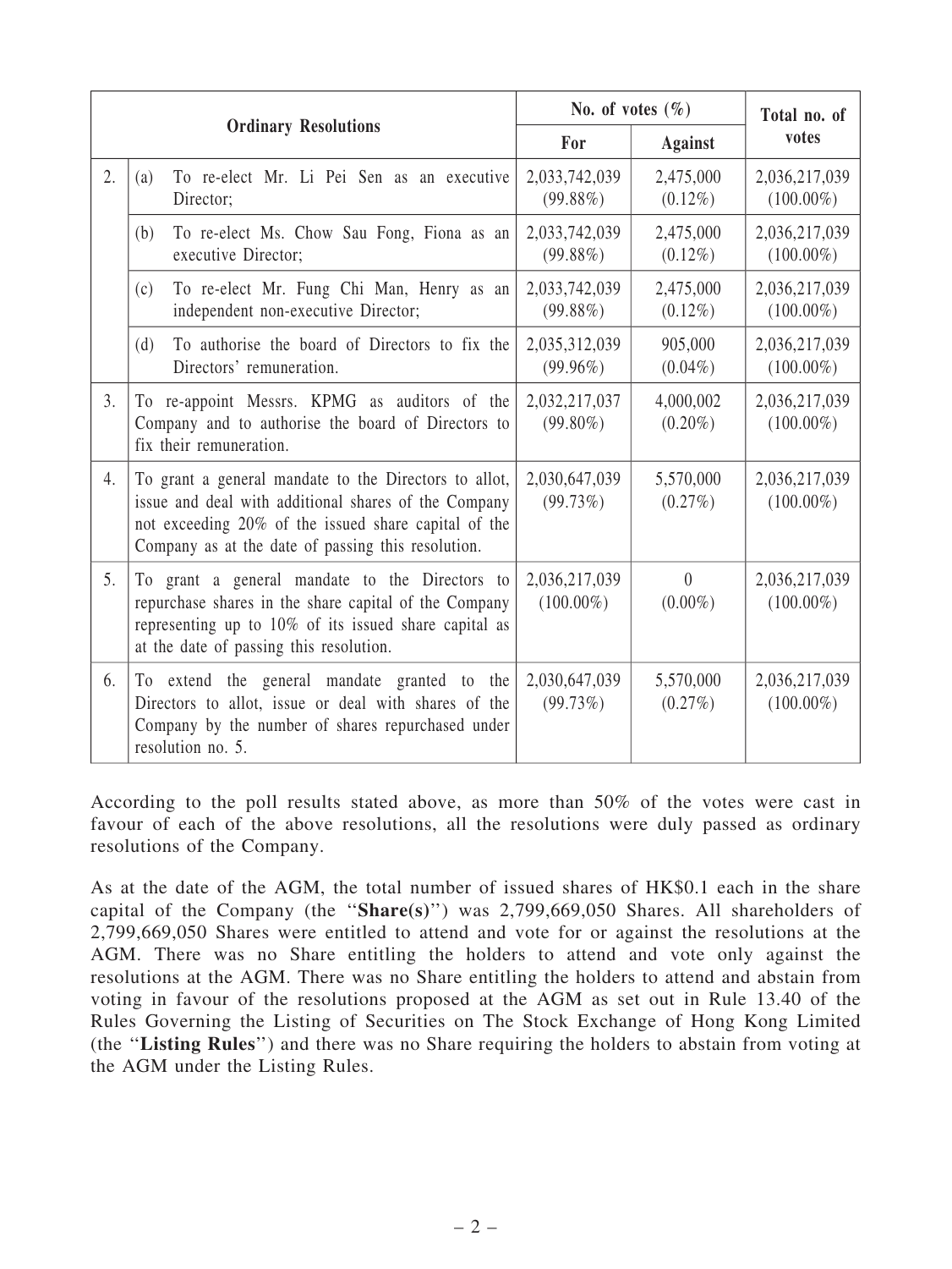| Ordinary Resolutions | | No. of votes (%) | | Total no. of votes |
|---|---|---|---|---|
| | | For | Against | |
| 2. | (a) To re-elect Mr. Li Pei Sen as an executive Director; | 2,033,742,039 (99.88%) | 2,475,000 (0.12%) | 2,036,217,039 (100.00%) |
| | (b) To re-elect Ms. Chow Sau Fong, Fiona as an executive Director; | 2,033,742,039 (99.88%) | 2,475,000 (0.12%) | 2,036,217,039 (100.00%) |
| | (c) To re-elect Mr. Fung Chi Man, Henry as an independent non-executive Director; | 2,033,742,039 (99.88%) | 2,475,000 (0.12%) | 2,036,217,039 (100.00%) |
| | (d) To authorise the board of Directors to fix the Directors' remuneration. | 2,035,312,039 (99.96%) | 905,000 (0.04%) | 2,036,217,039 (100.00%) |
| 3. | To re-appoint Messrs. KPMG as auditors of the Company and to authorise the board of Directors to fix their remuneration. | 2,032,217,037 (99.80%) | 4,000,002 (0.20%) | 2,036,217,039 (100.00%) |
| 4. | To grant a general mandate to the Directors to allot, issue and deal with additional shares of the Company not exceeding 20% of the issued share capital of the Company as at the date of passing this resolution. | 2,030,647,039 (99.73%) | 5,570,000 (0.27%) | 2,036,217,039 (100.00%) |
| 5. | To grant a general mandate to the Directors to repurchase shares in the share capital of the Company representing up to 10% of its issued share capital as at the date of passing this resolution. | 2,036,217,039 (100.00%) | 0 (0.00%) | 2,036,217,039 (100.00%) |
| 6. | To extend the general mandate granted to the Directors to allot, issue or deal with shares of the Company by the number of shares repurchased under resolution no. 5. | 2,030,647,039 (99.73%) | 5,570,000 (0.27%) | 2,036,217,039 (100.00%) |

According to the poll results stated above, as more than 50% of the votes were cast in favour of each of the above resolutions, all the resolutions were duly passed as ordinary resolutions of the Company.

As at the date of the AGM, the total number of issued shares of HK$0.1 each in the share capital of the Company (the "**Share(s)**") was 2,799,669,050 Shares. All shareholders of 2,799,669,050 Shares were entitled to attend and vote for or against the resolutions at the AGM. There was no Share entitling the holders to attend and vote only against the resolutions at the AGM. There was no Share entitling the holders to attend and abstain from voting in favour of the resolutions proposed at the AGM as set out in Rule 13.40 of the Rules Governing the Listing of Securities on The Stock Exchange of Hong Kong Limited (the "**Listing Rules**") and there was no Share requiring the holders to abstain from voting at the AGM under the Listing Rules.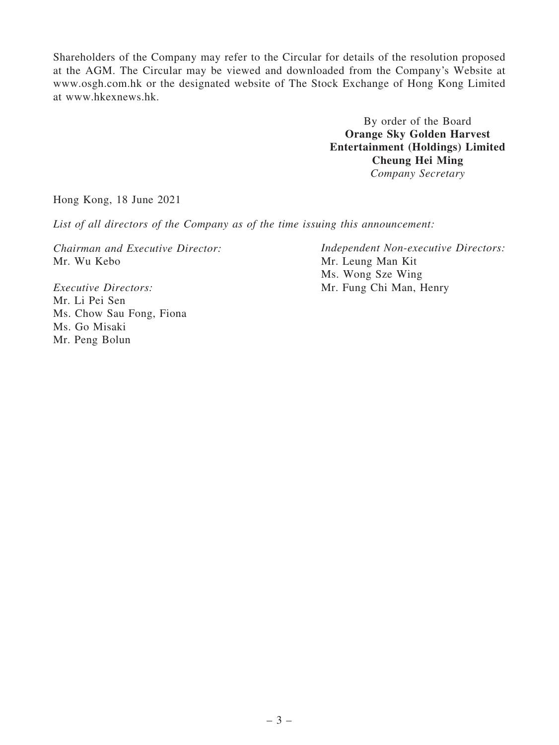Shareholders of the Company may refer to the Circular for details of the resolution proposed at the AGM. The Circular may be viewed and downloaded from the Company's Website at www.osgh.com.hk or the designated website of The Stock Exchange of Hong Kong Limited at www.hkexnews.hk.

By order of the Board
**Orange Sky Golden Harvest Entertainment (Holdings) Limited**
**Cheung Hei Ming**
*Company Secretary*

Hong Kong, 18 June 2021

*List of all directors of the Company as of the time issuing this announcement:*

*Chairman and Executive Director:*
Mr. Wu Kebo

*Executive Directors:*
Mr. Li Pei Sen
Ms. Chow Sau Fong, Fiona
Ms. Go Misaki
Mr. Peng Bolun

*Independent Non-executive Directors:*
Mr. Leung Man Kit
Ms. Wong Sze Wing
Mr. Fung Chi Man, Henry